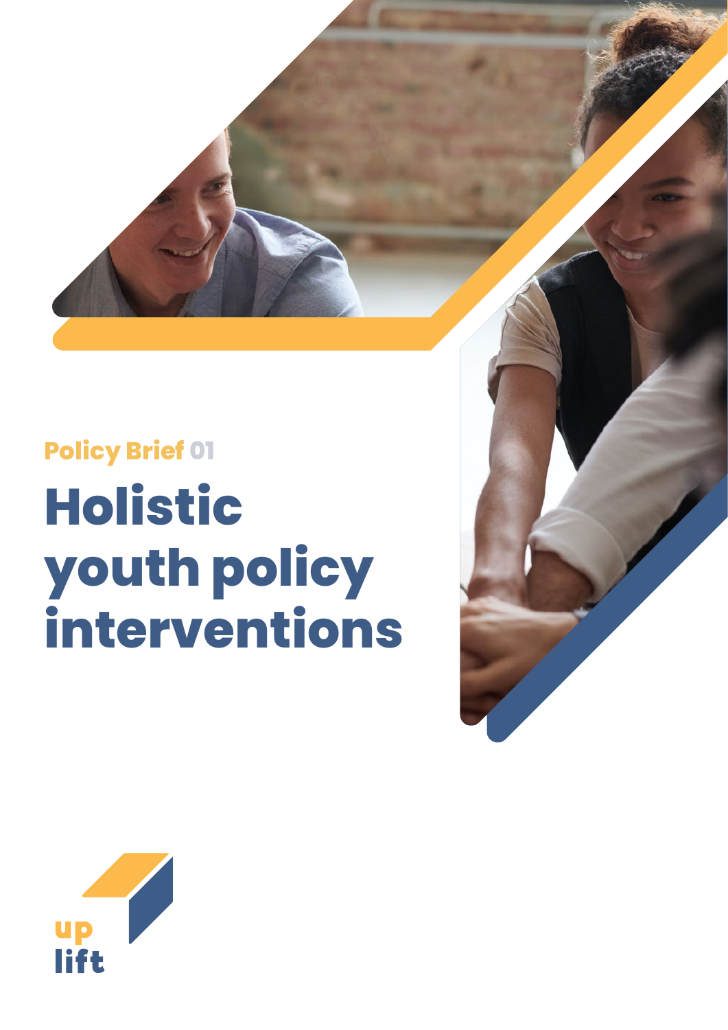Policy Brief 01

# Holistic youth policy interventions

up
lift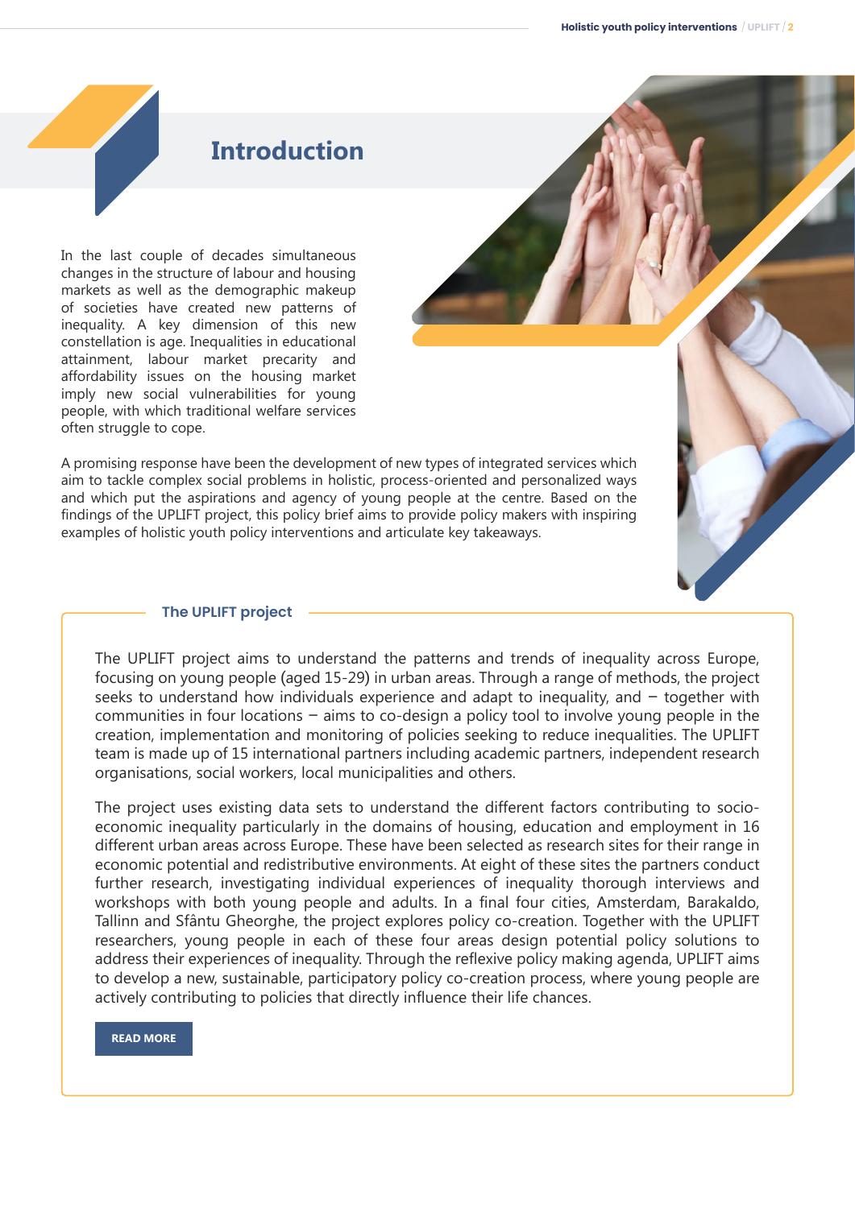# Introduction

In the last couple of decades simultaneous changes in the structure of labour and housing markets as well as the demographic makeup of societies have created new patterns of inequality. A key dimension of this new constellation is age. Inequalities in educational attainment, labour market precarity and affordability issues on the housing market imply new social vulnerabilities for young people, with which traditional welfare services often struggle to cope.

A promising response have been the development of new types of integrated services which aim to tackle complex social problems in holistic, process-oriented and personalized ways and which put the aspirations and agency of young people at the centre. Based on the findings of the UPLIFT project, this policy brief aims to provide policy makers with inspiring examples of holistic youth policy interventions and articulate key takeaways.

## The UPLIFT project

The UPLIFT project aims to understand the patterns and trends of inequality across Europe, focusing on young people (aged 15-29) in urban areas. Through a range of methods, the project seeks to understand how individuals experience and adapt to inequality, and – together with communities in four locations – aims to co-design a policy tool to involve young people in the creation, implementation and monitoring of policies seeking to reduce inequalities. The UPLIFT team is made up of 15 international partners including academic partners, independent research organisations, social workers, local municipalities and others.

The project uses existing data sets to understand the different factors contributing to socio-economic inequality particularly in the domains of housing, education and employment in 16 different urban areas across Europe. These have been selected as research sites for their range in economic potential and redistributive environments. At eight of these sites the partners conduct further research, investigating individual experiences of inequality thorough interviews and workshops with both young people and adults. In a final four cities, Amsterdam, Barakaldo, Tallinn and Sfântu Gheorghe, the project explores policy co-creation. Together with the UPLIFT researchers, young people in each of these four areas design potential policy solutions to address their experiences of inequality. Through the reflexive policy making agenda, UPLIFT aims to develop a new, sustainable, participatory policy co-creation process, where young people are actively contributing to policies that directly influence their life chances.

READ MORE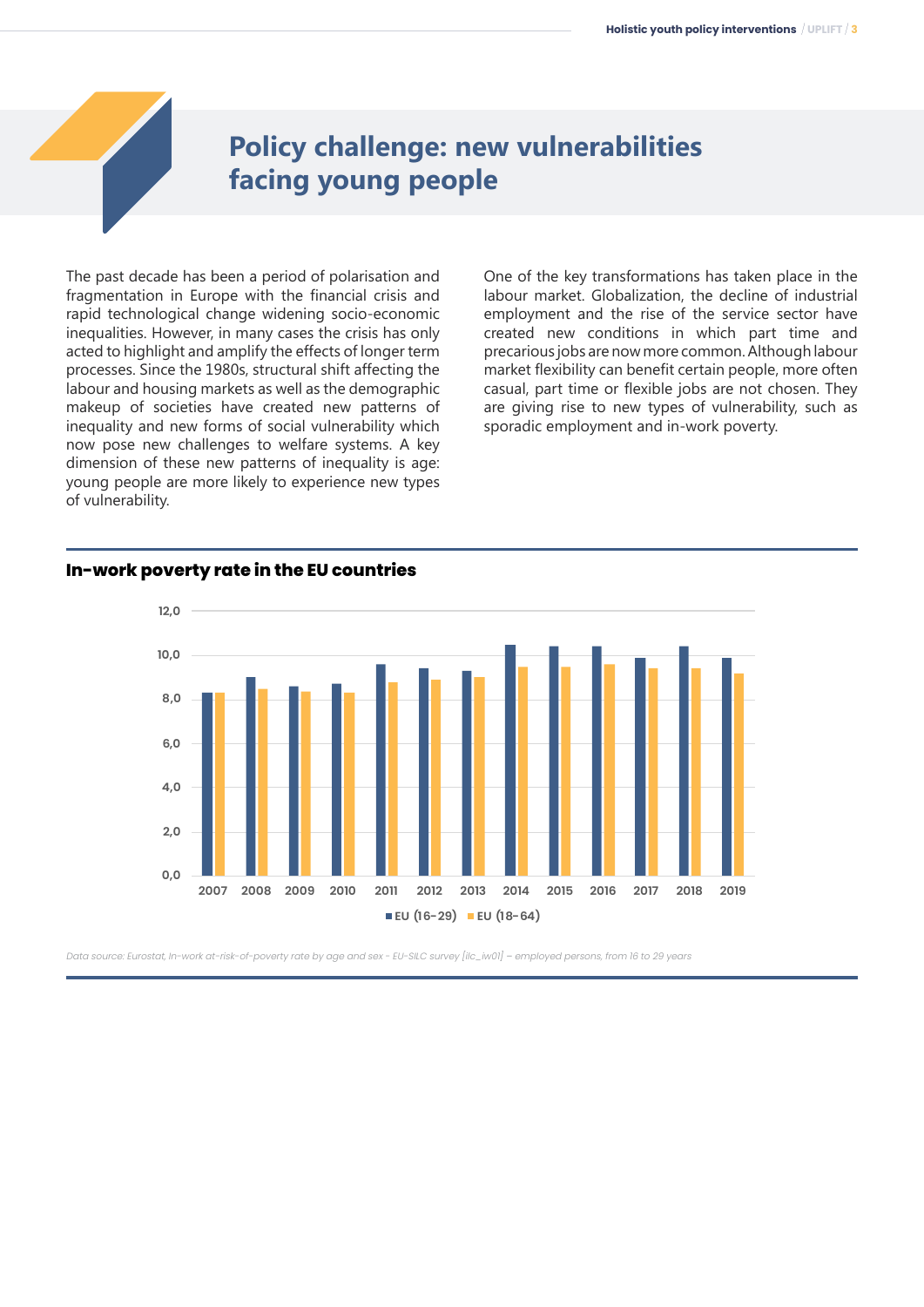## Policy challenge: new vulnerabilities facing young people

The past decade has been a period of polarisation and fragmentation in Europe with the financial crisis and rapid technological change widening socio-economic inequalities. However, in many cases the crisis has only acted to highlight and amplify the effects of longer term processes. Since the 1980s, structural shift affecting the labour and housing markets as well as the demographic makeup of societies have created new patterns of inequality and new forms of social vulnerability which now pose new challenges to welfare systems. A key dimension of these new patterns of inequality is age: young people are more likely to experience new types of vulnerability.

One of the key transformations has taken place in the labour market. Globalization, the decline of industrial employment and the rise of the service sector have created new conditions in which part time and precarious jobs are now more common. Although labour market flexibility can benefit certain people, more often casual, part time or flexible jobs are not chosen. They are giving rise to new types of vulnerability, such as sporadic employment and in-work poverty.

### In-work poverty rate in the EU countries

*Data source: Eurostat, In-work at-risk-of-poverty rate by age and sex - EU-SILC survey [ilc_iw01] – employed persons, from 16 to 29 years*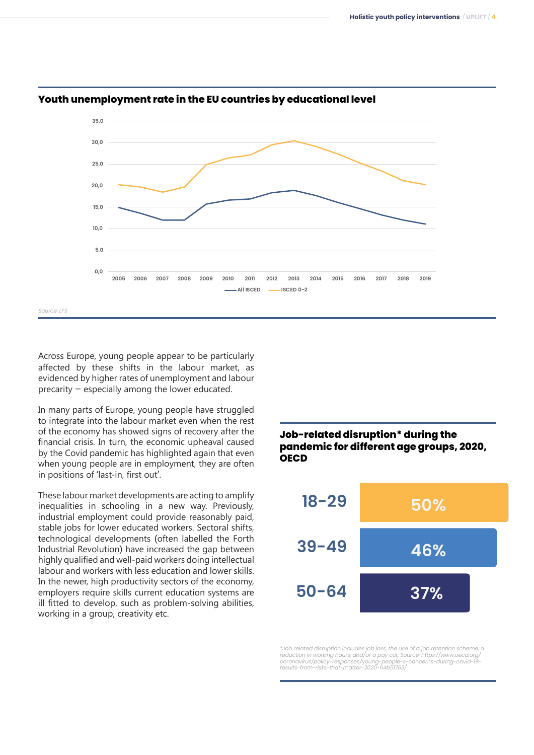### Youth unemployment rate in the EU countries by educational level

Source: LFS

Across Europe, young people appear to be particularly affected by these shifts in the labour market, as evidenced by higher rates of unemployment and labour precarity – especially among the lower educated.

In many parts of Europe, young people have struggled to integrate into the labour market even when the rest of the economy has showed signs of recovery after the financial crisis. In turn, the economic upheaval caused by the Covid pandemic has highlighted again that even when young people are in employment, they are often in positions of 'last-in, first out'.

These labour market developments are acting to amplify inequalities in schooling in a new way. Previously, industrial employment could provide reasonably paid, stable jobs for lower educated workers. Sectoral shifts, technological developments (often labelled the Forth Industrial Revolution) have increased the gap between highly qualified and well-paid workers doing intellectual labour and workers with less education and lower skills. In the newer, high productivity sectors of the economy, employers require skills current education systems are ill fitted to develop, such as problem-solving abilities, working in a group, creativity etc.

### Job-related disruption* during the pandemic for different age groups, 2020, OECD

| Age group | Job-related disruption |
|---|---|
| 18-29 | 50% |
| 39-49 | 46% |
| 50-64 | 37% |

*Job related disruption includes job loss, the use of a job retention scheme, a reduction in working hours, and/or a pay cut. Source: https://www.oecd.org/coronavirus/policy-responses/young-people-s-concerns-during-covid-19-results-from-risks-that-matter-2020-64b51763/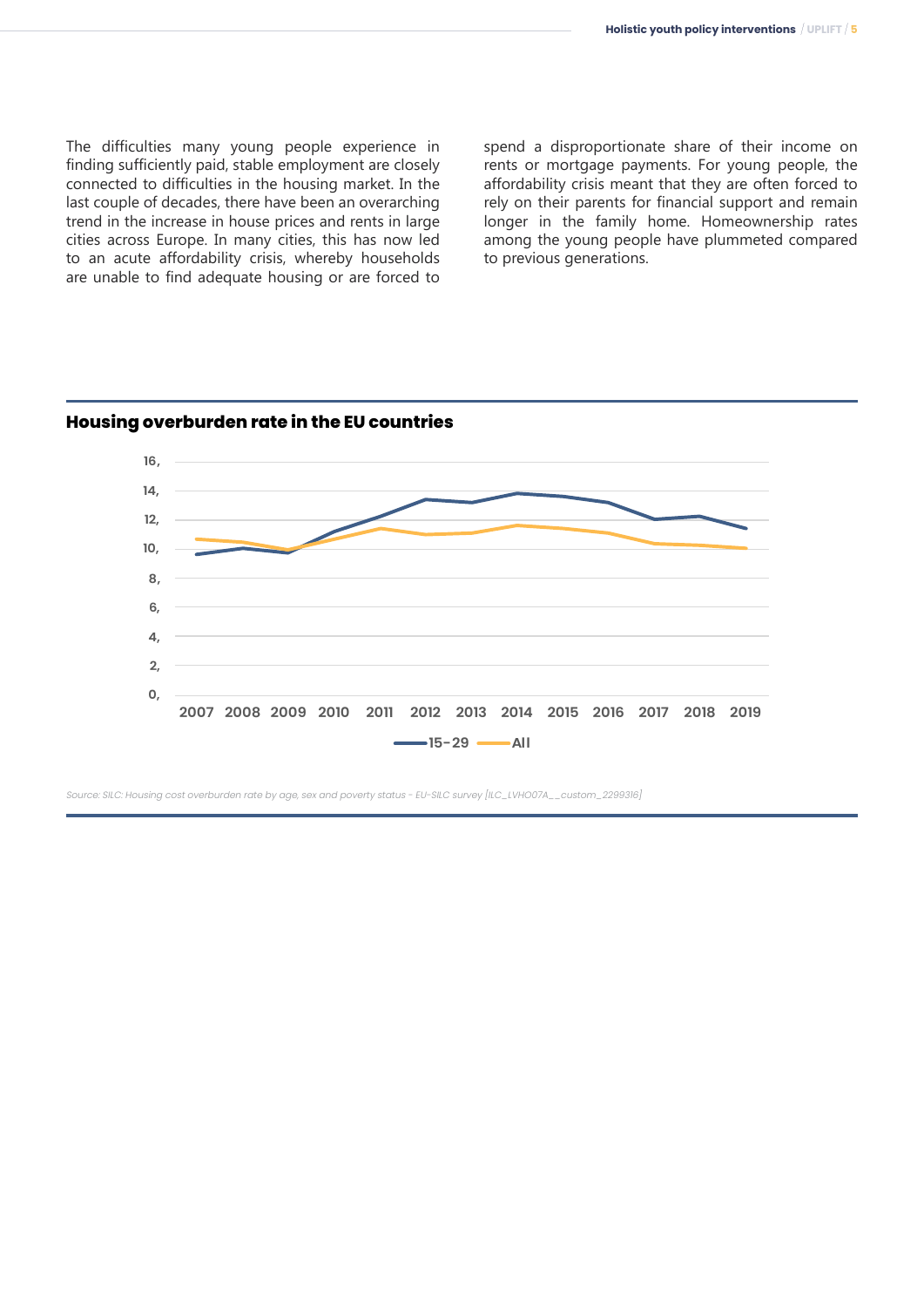The difficulties many young people experience in finding sufficiently paid, stable employment are closely connected to difficulties in the housing market. In the last couple of decades, there have been an overarching trend in the increase in house prices and rents in large cities across Europe. In many cities, this has now led to an acute affordability crisis, whereby households are unable to find adequate housing or are forced to spend a disproportionate share of their income on rents or mortgage payments. For young people, the affordability crisis meant that they are often forced to rely on their parents for financial support and remain longer in the family home. Homeownership rates among the young people have plummeted compared to previous generations.

**Housing overburden rate in the EU countries**

*Source: SILC: Housing cost overburden rate by age, sex and poverty status - EU-SILC survey [ILC_LVHO07A__custom_2299316]*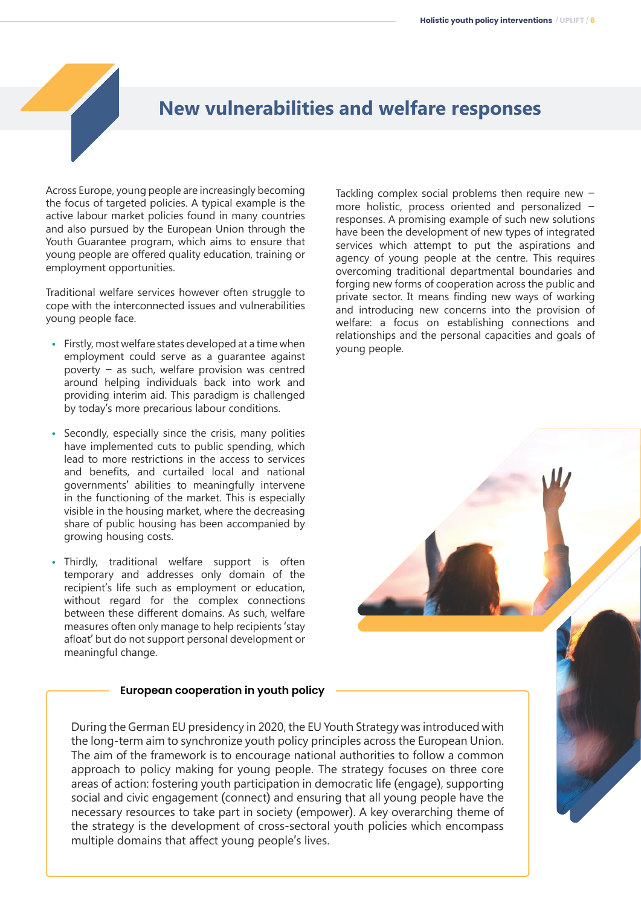# New vulnerabilities and welfare responses

Across Europe, young people are increasingly becoming the focus of targeted policies. A typical example is the active labour market policies found in many countries and also pursued by the European Union through the Youth Guarantee program, which aims to ensure that young people are offered quality education, training or employment opportunities.

Traditional welfare services however often struggle to cope with the interconnected issues and vulnerabilities young people face.

- Firstly, most welfare states developed at a time when employment could serve as a guarantee against poverty – as such, welfare provision was centred around helping individuals back into work and providing interim aid. This paradigm is challenged by today's more precarious labour conditions.
- Secondly, especially since the crisis, many polities have implemented cuts to public spending, which lead to more restrictions in the access to services and benefits, and curtailed local and national governments' abilities to meaningfully intervene in the functioning of the market. This is especially visible in the housing market, where the decreasing share of public housing has been accompanied by growing housing costs.
- Thirdly, traditional welfare support is often temporary and addresses only domain of the recipient's life such as employment or education, without regard for the complex connections between these different domains. As such, welfare measures often only manage to help recipients 'stay afloat' but do not support personal development or meaningful change.

Tackling complex social problems then require new – more holistic, process oriented and personalized – responses. A promising example of such new solutions have been the development of new types of integrated services which attempt to put the aspirations and agency of young people at the centre. This requires overcoming traditional departmental boundaries and forging new forms of cooperation across the public and private sector. It means finding new ways of working and introducing new concerns into the provision of welfare: a focus on establishing connections and relationships and the personal capacities and goals of young people.

**European cooperation in youth policy**

During the German EU presidency in 2020, the EU Youth Strategy was introduced with the long-term aim to synchronize youth policy principles across the European Union. The aim of the framework is to encourage national authorities to follow a common approach to policy making for young people. The strategy focuses on three core areas of action: fostering youth participation in democratic life (engage), supporting social and civic engagement (connect) and ensuring that all young people have the necessary resources to take part in society (empower). A key overarching theme of the strategy is the development of cross-sectoral youth policies which encompass multiple domains that affect young people's lives.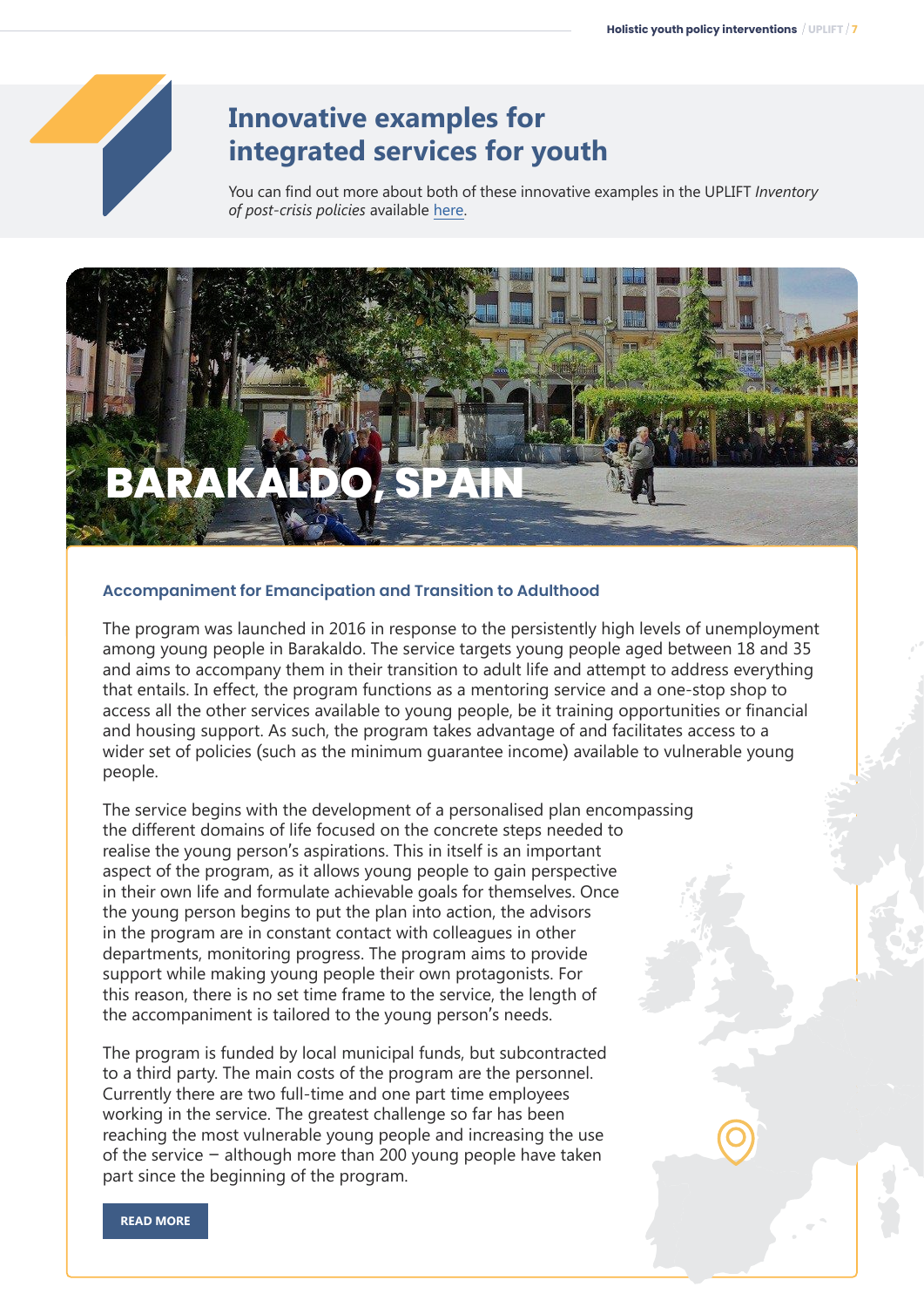# Innovative examples for integrated services for youth

You can find out more about both of these innovative examples in the UPLIFT *Inventory of post-crisis policies* available here.

## BARAKALDO, SPAIN

### Accompaniment for Emancipation and Transition to Adulthood

The program was launched in 2016 in response to the persistently high levels of unemployment among young people in Barakaldo. The service targets young people aged between 18 and 35 and aims to accompany them in their transition to adult life and attempt to address everything that entails. In effect, the program functions as a mentoring service and a one-stop shop to access all the other services available to young people, be it training opportunities or financial and housing support. As such, the program takes advantage of and facilitates access to a wider set of policies (such as the minimum guarantee income) available to vulnerable young people.

The service begins with the development of a personalised plan encompassing the different domains of life focused on the concrete steps needed to realise the young person's aspirations. This in itself is an important aspect of the program, as it allows young people to gain perspective in their own life and formulate achievable goals for themselves. Once the young person begins to put the plan into action, the advisors in the program are in constant contact with colleagues in other departments, monitoring progress. The program aims to provide support while making young people their own protagonists. For this reason, there is no set time frame to the service, the length of the accompaniment is tailored to the young person's needs.

The program is funded by local municipal funds, but subcontracted to a third party. The main costs of the program are the personnel. Currently there are two full-time and one part time employees working in the service. The greatest challenge so far has been reaching the most vulnerable young people and increasing the use of the service – although more than 200 young people have taken part since the beginning of the program.

READ MORE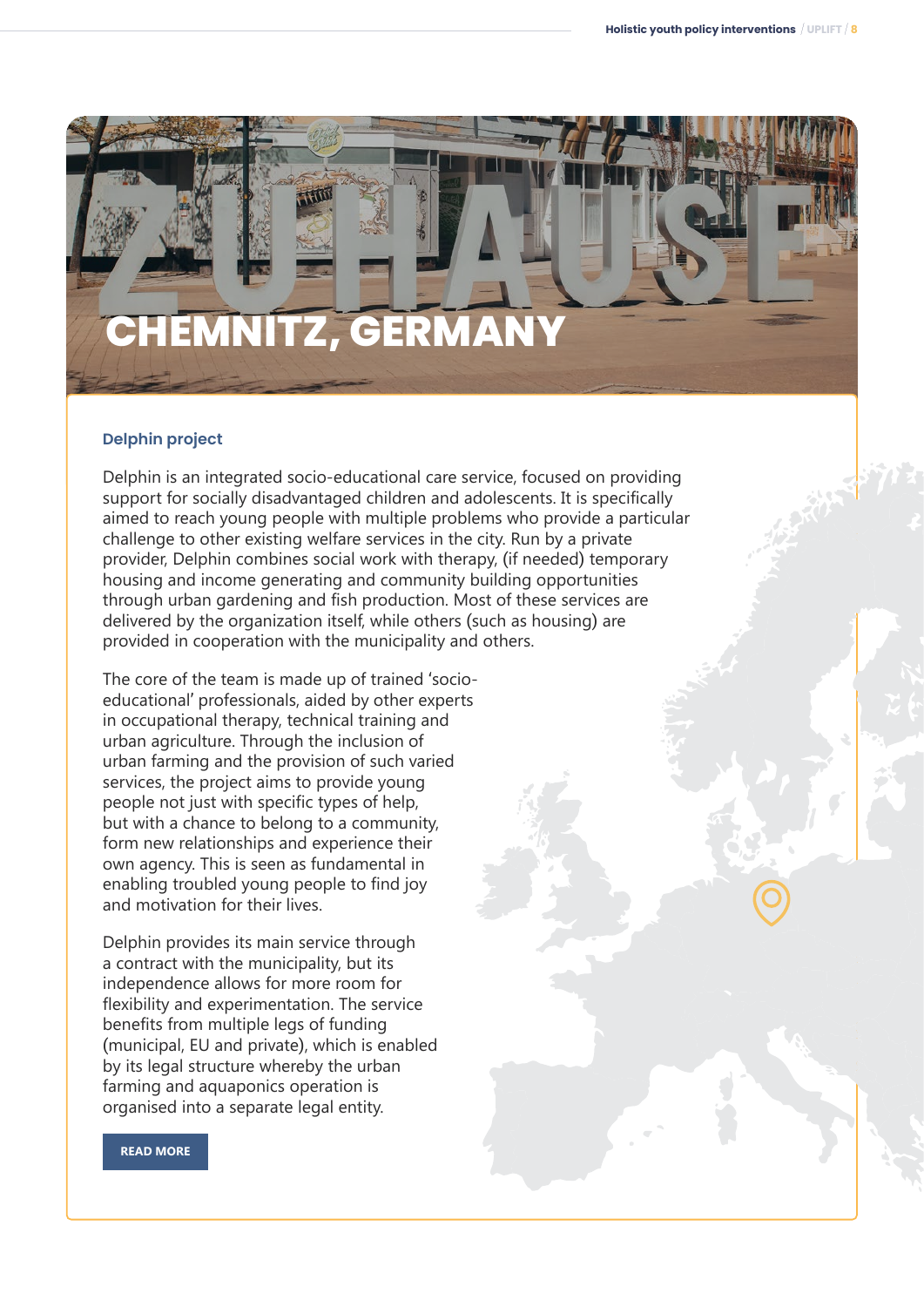// CHEMNITZ, GERMANY

## CHEMNITZ, GERMANY

### Delphin project

Delphin is an integrated socio-educational care service, focused on providing support for socially disadvantaged children and adolescents. It is specifically aimed to reach young people with multiple problems who provide a particular challenge to other existing welfare services in the city. Run by a private provider, Delphin combines social work with therapy, (if needed) temporary housing and income generating and community building opportunities through urban gardening and fish production. Most of these services are delivered by the organization itself, while others (such as housing) are provided in cooperation with the municipality and others.

The core of the team is made up of trained 'socio-educational' professionals, aided by other experts in occupational therapy, technical training and urban agriculture. Through the inclusion of urban farming and the provision of such varied services, the project aims to provide young people not just with specific types of help, but with a chance to belong to a community, form new relationships and experience their own agency. This is seen as fundamental in enabling troubled young people to find joy and motivation for their lives.

Delphin provides its main service through a contract with the municipality, but its independence allows for more room for flexibility and experimentation. The service benefits from multiple legs of funding (municipal, EU and private), which is enabled by its legal structure whereby the urban farming and aquaponics operation is organised into a separate legal entity.

READ MORE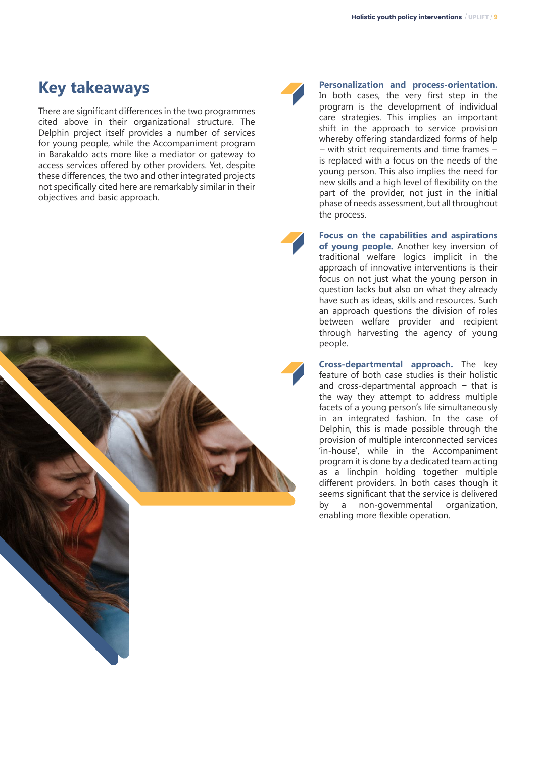## Key takeaways

There are significant differences in the two programmes cited above in their organizational structure. The Delphin project itself provides a number of services for young people, while the Accompaniment program in Barakaldo acts more like a mediator or gateway to access services offered by other providers. Yet, despite these differences, the two and other integrated projects not specifically cited here are remarkably similar in their objectives and basic approach.

**Personalization and process-orientation.** In both cases, the very first step in the program is the development of individual care strategies. This implies an important shift in the approach to service provision whereby offering standardized forms of help – with strict requirements and time frames – is replaced with a focus on the needs of the young person. This also implies the need for new skills and a high level of flexibility on the part of the provider, not just in the initial phase of needs assessment, but all throughout the process.

**Focus on the capabilities and aspirations of young people.** Another key inversion of traditional welfare logics implicit in the approach of innovative interventions is their focus on not just what the young person in question lacks but also on what they already have such as ideas, skills and resources. Such an approach questions the division of roles between welfare provider and recipient through harvesting the agency of young people.

**Cross-departmental approach.** The key feature of both case studies is their holistic and cross-departmental approach – that is the way they attempt to address multiple facets of a young person's life simultaneously in an integrated fashion. In the case of Delphin, this is made possible through the provision of multiple interconnected services 'in-house', while in the Accompaniment program it is done by a dedicated team acting as a linchpin holding together multiple different providers. In both cases though it seems significant that the service is delivered by a non-governmental organization, enabling more flexible operation.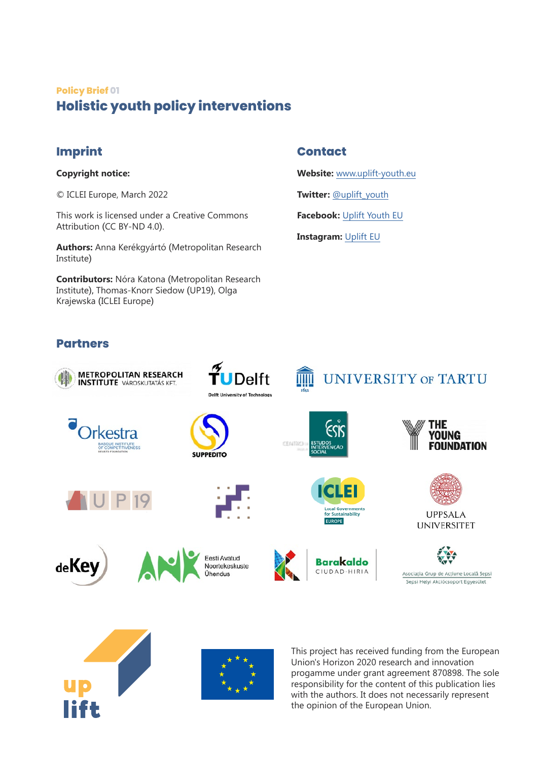Policy Brief 01

# Holistic youth policy interventions

## Imprint

**Copyright notice:**

© ICLEI Europe, March 2022

This work is licensed under a Creative Commons Attribution (CC BY-ND 4.0).

**Authors:** Anna Kerékgyártó (Metropolitan Research Institute)

**Contributors:** Nóra Katona (Metropolitan Research Institute), Thomas-Knorr Siedow (UP19), Olga Krajewska (ICLEI Europe)

## Contact

**Website:** www.uplift-youth.eu

**Twitter:** @uplift_youth

**Facebook:** Uplift Youth EU

**Instagram:** Uplift EU

## Partners

This project has received funding from the European Union's Horizon 2020 research and innovation progamme under grant agreement 870898. The sole responsibility for the content of this publication lies with the authors. It does not necessarily represent the opinion of the European Union.